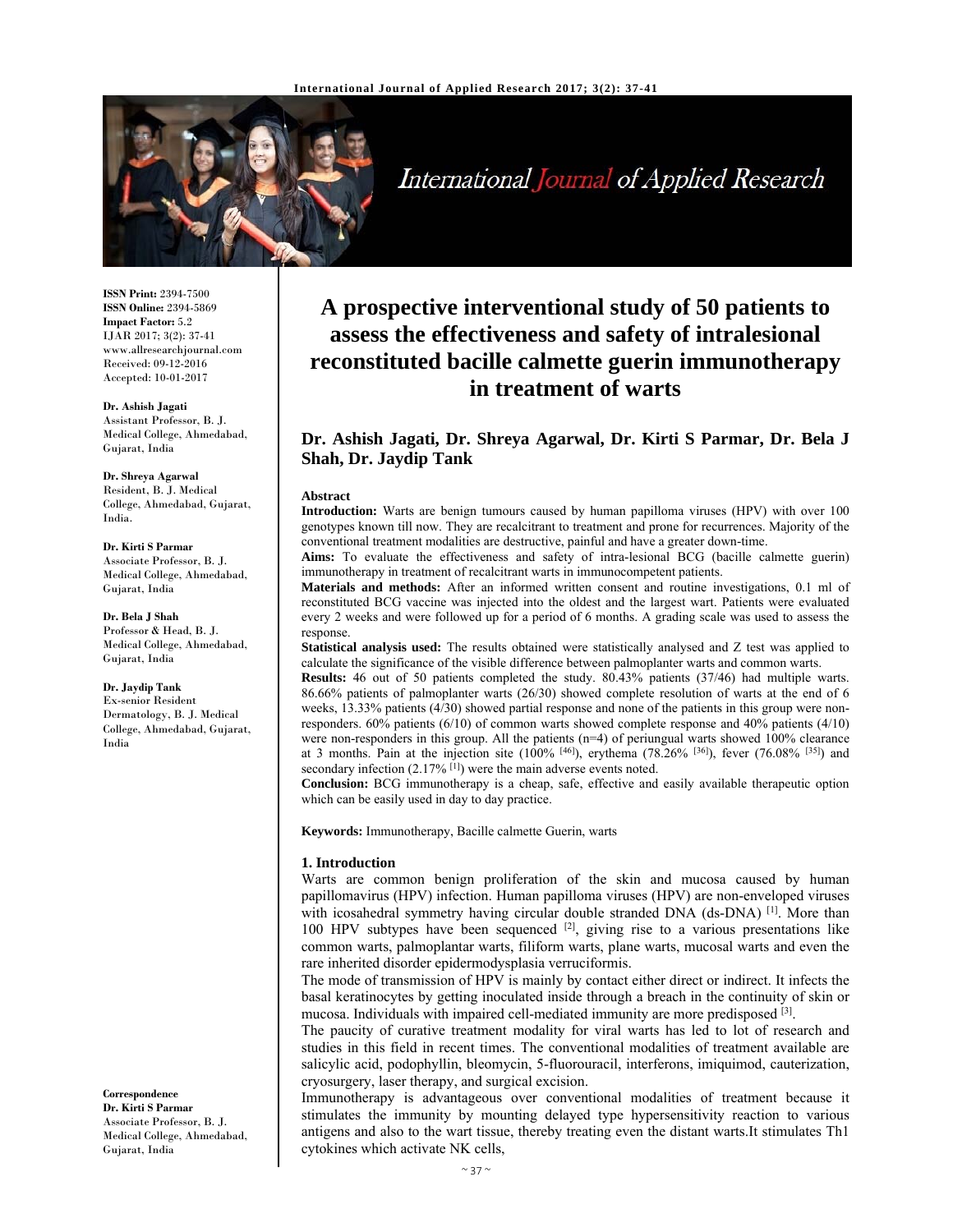ISSN Print: 2394-7500
ISSN Online: 2394-5869
Impact Factor: 5.2
IJAR 2017; 3(2): 37-41
www.allresearchjournal.com
Received: 09-12-2016
Accepted: 10-01-2017

**Dr. Ashish Jagati**
Assistant Professor, B. J. Medical College, Ahmedabad, Gujarat, India

**Dr. Shreya Agarwal**
Resident, B. J. Medical College, Ahmedabad, Gujarat, India.

**Dr. Kirti S Parmar**
Associate Professor, B. J. Medical College, Ahmedabad, Gujarat, India

**Dr. Bela J Shah**
Professor & Head, B. J. Medical College, Ahmedabad, Gujarat, India

**Dr. Jaydip Tank**
Ex-senior Resident Dermatology, B. J. Medical College, Ahmedabad, Gujarat, India

**Correspondence**
**Dr. Kirti S Parmar**
Associate Professor, B. J. Medical College, Ahmedabad, Gujarat, India

# A prospective interventional study of 50 patients to assess the effectiveness and safety of intralesional reconstituted bacille calmette guerin immunotherapy in treatment of warts

**Dr. Ashish Jagati, Dr. Shreya Agarwal, Dr. Kirti S Parmar, Dr. Bela J Shah, Dr. Jaydip Tank**

## Abstract

**Introduction:** Warts are benign tumours caused by human papilloma viruses (HPV) with over 100 genotypes known till now. They are recalcitrant to treatment and prone for recurrences. Majority of the conventional treatment modalities are destructive, painful and have a greater down-time.

**Aims:** To evaluate the effectiveness and safety of intra-lesional BCG (bacille calmette guerin) immunotherapy in treatment of recalcitrant warts in immunocompetent patients.

**Materials and methods:** After an informed written consent and routine investigations, 0.1 ml of reconstituted BCG vaccine was injected into the oldest and the largest wart. Patients were evaluated every 2 weeks and were followed up for a period of 6 months. A grading scale was used to assess the response.

**Statistical analysis used:** The results obtained were statistically analysed and Z test was applied to calculate the significance of the visible difference between palmoplanter warts and common warts.

**Results:** 46 out of 50 patients completed the study. 80.43% patients (37/46) had multiple warts. 86.66% patients of palmoplanter warts (26/30) showed complete resolution of warts at the end of 6 weeks, 13.33% patients (4/30) showed partial response and none of the patients in this group were non-responders. 60% patients (6/10) of common warts showed complete response and 40% patients (4/10) were non-responders in this group. All the patients (n=4) of periungual warts showed 100% clearance at 3 months. Pain at the injection site (100% [46]), erythema (78.26% [36]), fever (76.08% [35]) and secondary infection (2.17% [1]) were the main adverse events noted.

**Conclusion:** BCG immunotherapy is a cheap, safe, effective and easily available therapeutic option which can be easily used in day to day practice.

**Keywords:** Immunotherapy, Bacille calmette Guerin, warts

## 1. Introduction

Warts are common benign proliferation of the skin and mucosa caused by human papillomavirus (HPV) infection. Human papilloma viruses (HPV) are non-enveloped viruses with icosahedral symmetry having circular double stranded DNA (ds-DNA) [1]. More than 100 HPV subtypes have been sequenced [2], giving rise to a various presentations like common warts, palmoplantar warts, filiform warts, plane warts, mucosal warts and even the rare inherited disorder epidermodysplasia verruciformis.

The mode of transmission of HPV is mainly by contact either direct or indirect. It infects the basal keratinocytes by getting inoculated inside through a breach in the continuity of skin or mucosa. Individuals with impaired cell-mediated immunity are more predisposed [3].

The paucity of curative treatment modality for viral warts has led to lot of research and studies in this field in recent times. The conventional modalities of treatment available are salicylic acid, podophyllin, bleomycin, 5-fluorouracil, interferons, imiquimod, cauterization, cryosurgery, laser therapy, and surgical excision.

Immunotherapy is advantageous over conventional modalities of treatment because it stimulates the immunity by mounting delayed type hypersensitivity reaction to various antigens and also to the wart tissue, thereby treating even the distant warts.It stimulates Th1 cytokines which activate NK cells,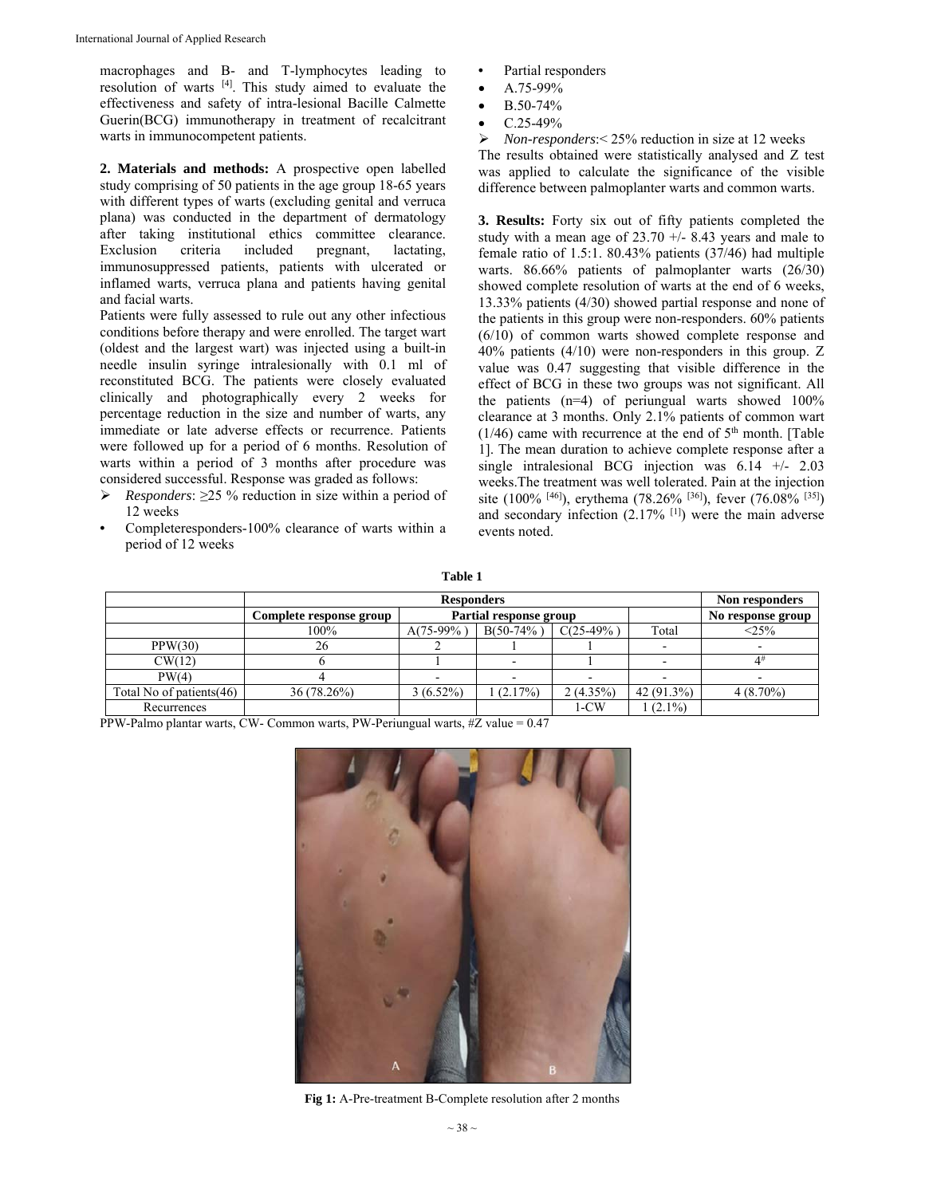macrophages and B- and T-lymphocytes leading to resolution of warts [4]. This study aimed to evaluate the effectiveness and safety of intra-lesional Bacille Calmette Guerin(BCG) immunotherapy in treatment of recalcitrant warts in immunocompetent patients.

**2. Materials and methods:** A prospective open labelled study comprising of 50 patients in the age group 18-65 years with different types of warts (excluding genital and verruca plana) was conducted in the department of dermatology after taking institutional ethics committee clearance. Exclusion criteria included pregnant, lactating, immunosuppressed patients, patients with ulcerated or inflamed warts, verruca plana and patients having genital and facial warts.

Patients were fully assessed to rule out any other infectious conditions before therapy and were enrolled. The target wart (oldest and the largest wart) was injected using a built-in needle insulin syringe intralesionally with 0.1 ml of reconstituted BCG. The patients were closely evaluated clinically and photographically every 2 weeks for percentage reduction in the size and number of warts, any immediate or late adverse effects or recurrence. Patients were followed up for a period of 6 months. Resolution of warts within a period of 3 months after procedure was considered successful. Response was graded as follows:

- *Responders*: ≥25 % reduction in size within a period of 12 weeks
- Completeresponders-100% clearance of warts within a period of 12 weeks
- Partial responders
- A.75-99%
- B.50-74%
- C.25-49%
- *Non-responders*:< 25% reduction in size at 12 weeks

The results obtained were statistically analysed and Z test was applied to calculate the significance of the visible difference between palmoplanter warts and common warts.

**3. Results:** Forty six out of fifty patients completed the study with a mean age of 23.70 +/- 8.43 years and male to female ratio of 1.5:1. 80.43% patients (37/46) had multiple warts. 86.66% patients of palmoplanter warts (26/30) showed complete resolution of warts at the end of 6 weeks, 13.33% patients (4/30) showed partial response and none of the patients in this group were non-responders. 60% patients (6/10) of common warts showed complete response and 40% patients (4/10) were non-responders in this group. Z value was 0.47 suggesting that visible difference in the effect of BCG in these two groups was not significant. All the patients (n=4) of periungual warts showed 100% clearance at 3 months. Only 2.1% patients of common wart (1/46) came with recurrence at the end of 5th month. [Table 1]. The mean duration to achieve complete response after a single intralesional BCG injection was 6.14 +/- 2.03 weeks.The treatment was well tolerated. Pain at the injection site (100% [46]), erythema (78.26% [36]), fever (76.08% [35]) and secondary infection (2.17% [1]) were the main adverse events noted.

**Table 1**

| | Responders | | | | | Non responders |
|---|---|---|---|---|---|---|
| | Complete response group | Partial response group | | | | No response group |
| | 100% | A(75-99% ) | B(50-74% ) | C(25-49% ) | Total | <25% |
| PPW(30) | 26 | 2 | 1 | 1 | - | - |
| CW(12) | 6 | 1 | - | 1 | - | 4# |
| PW(4) | 4 | - | - | - | - | - |
| Total No of patients(46) | 36 (78.26%) | 3 (6.52%) | 1 (2.17%) | 2 (4.35%) | 42 (91.3%) | 4 (8.70%) |
| Recurrences | | | | 1-CW | 1 (2.1%) | |

PPW-Palmo plantar warts, CW- Common warts, PW-Periungual warts, #Z value = 0.47

**Fig 1:** A-Pre-treatment B-Complete resolution after 2 months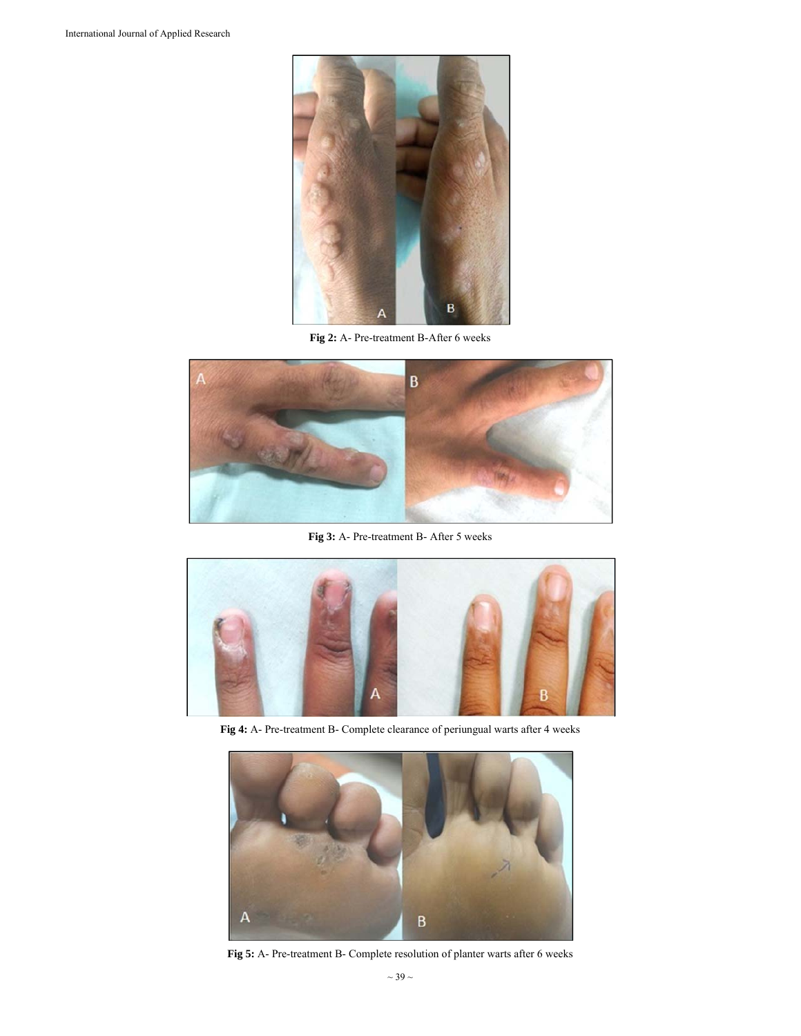**Fig 2:** A- Pre-treatment B-After 6 weeks

**Fig 3:** A- Pre-treatment B- After 5 weeks

**Fig 4:** A- Pre-treatment B- Complete clearance of periungual warts after 4 weeks

**Fig 5:** A- Pre-treatment B- Complete resolution of planter warts after 6 weeks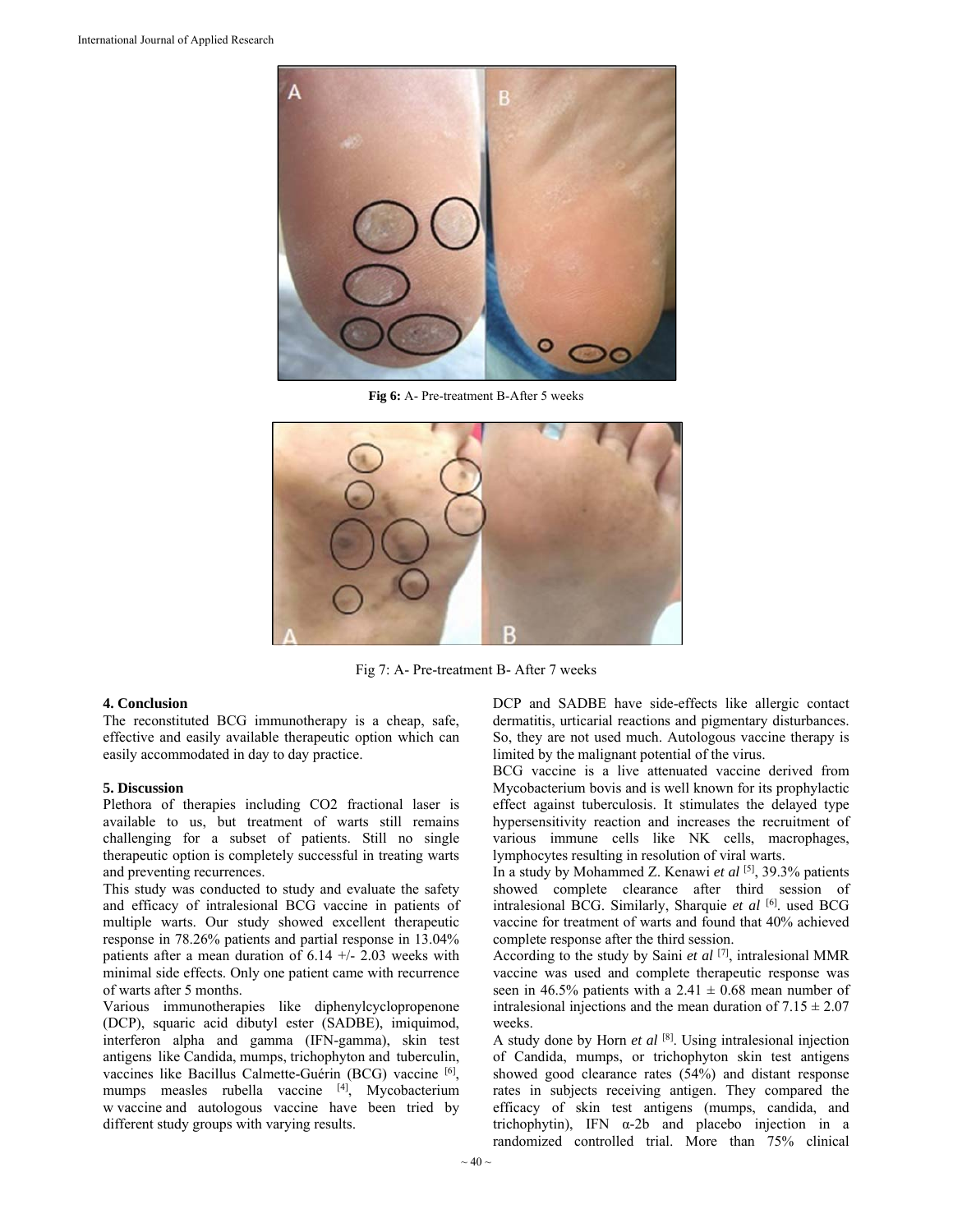**Fig 6:** A- Pre-treatment B-After 5 weeks

Fig 7: A- Pre-treatment B- After 7 weeks

## 4. Conclusion

The reconstituted BCG immunotherapy is a cheap, safe, effective and easily available therapeutic option which can easily accommodated in day to day practice.

## 5. Discussion

Plethora of therapies including CO2 fractional laser is available to us, but treatment of warts still remains challenging for a subset of patients. Still no single therapeutic option is completely successful in treating warts and preventing recurrences.

This study was conducted to study and evaluate the safety and efficacy of intralesional BCG vaccine in patients of multiple warts. Our study showed excellent therapeutic response in 78.26% patients and partial response in 13.04% patients after a mean duration of 6.14 +/- 2.03 weeks with minimal side effects. Only one patient came with recurrence of warts after 5 months.

Various immunotherapies like diphenylcyclopropenone (DCP), squaric acid dibutyl ester (SADBE), imiquimod, interferon alpha and gamma (IFN-gamma), skin test antigens like Candida, mumps, trichophyton and tuberculin, vaccines like Bacillus Calmette-Guérin (BCG) vaccine [6], mumps measles rubella vaccine [4], Mycobacterium w vaccine and autologous vaccine have been tried by different study groups with varying results.

DCP and SADBE have side-effects like allergic contact dermatitis, urticarial reactions and pigmentary disturbances. So, they are not used much. Autologous vaccine therapy is limited by the malignant potential of the virus.

BCG vaccine is a live attenuated vaccine derived from Mycobacterium bovis and is well known for its prophylactic effect against tuberculosis. It stimulates the delayed type hypersensitivity reaction and increases the recruitment of various immune cells like NK cells, macrophages, lymphocytes resulting in resolution of viral warts.

In a study by Mohammed Z. Kenawi *et al* [5], 39.3% patients showed complete clearance after third session of intralesional BCG. Similarly, Sharquie *et al* [6]. used BCG vaccine for treatment of warts and found that 40% achieved complete response after the third session.

According to the study by Saini *et al* [7], intralesional MMR vaccine was used and complete therapeutic response was seen in 46.5% patients with a $2.41 \pm 0.68$ mean number of intralesional injections and the mean duration of $7.15 \pm 2.07$ weeks.

A study done by Horn *et al* [8]. Using intralesional injection of Candida, mumps, or trichophyton skin test antigens showed good clearance rates (54%) and distant response rates in subjects receiving antigen. They compared the efficacy of skin test antigens (mumps, candida, and trichophytin), IFN α-2b and placebo injection in a randomized controlled trial. More than 75% clinical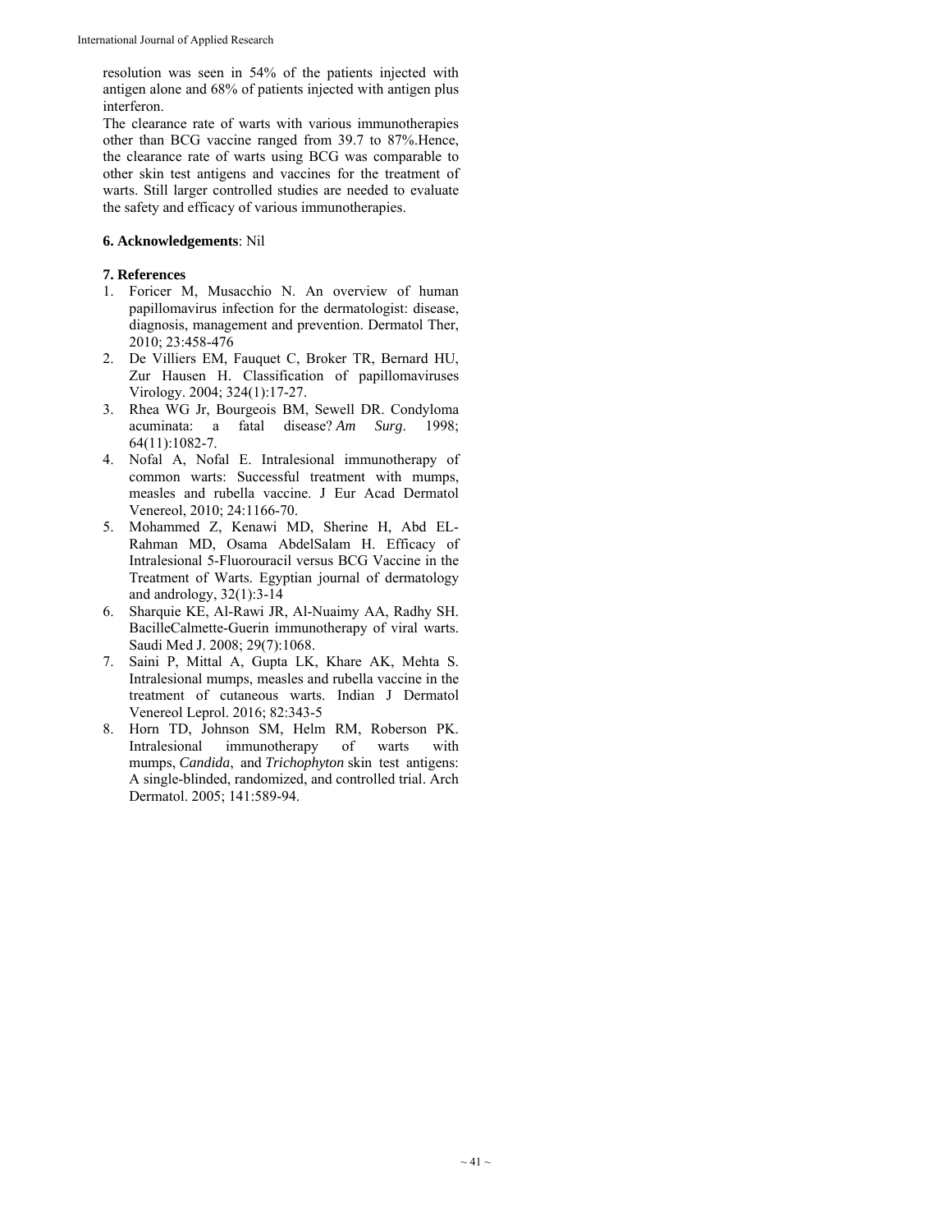resolution was seen in 54% of the patients injected with antigen alone and 68% of patients injected with antigen plus interferon.

The clearance rate of warts with various immunotherapies other than BCG vaccine ranged from 39.7 to 87%.Hence, the clearance rate of warts using BCG was comparable to other skin test antigens and vaccines for the treatment of warts. Still larger controlled studies are needed to evaluate the safety and efficacy of various immunotherapies.

## 6. Acknowledgements: Nil

## 7. References

1. Foricer M, Musacchio N. An overview of human papillomavirus infection for the dermatologist: disease, diagnosis, management and prevention. Dermatol Ther, 2010; 23:458-476
2. De Villiers EM, Fauquet C, Broker TR, Bernard HU, Zur Hausen H. Classification of papillomaviruses Virology. 2004; 324(1):17-27.
3. Rhea WG Jr, Bourgeois BM, Sewell DR. Condyloma acuminata: a fatal disease? *Am Surg*. 1998; 64(11):1082-7.
4. Nofal A, Nofal E. Intralesional immunotherapy of common warts: Successful treatment with mumps, measles and rubella vaccine. J Eur Acad Dermatol Venereol, 2010; 24:1166-70.
5. Mohammed Z, Kenawi MD, Sherine H, Abd EL-Rahman MD, Osama AbdelSalam H. Efficacy of Intralesional 5-Fluorouracil versus BCG Vaccine in the Treatment of Warts. Egyptian journal of dermatology and andrology, 32(1):3-14
6. Sharquie KE, Al-Rawi JR, Al-Nuaimy AA, Radhy SH. BacilleCalmette-Guerin immunotherapy of viral warts. Saudi Med J. 2008; 29(7):1068.
7. Saini P, Mittal A, Gupta LK, Khare AK, Mehta S. Intralesional mumps, measles and rubella vaccine in the treatment of cutaneous warts. Indian J Dermatol Venereol Leprol. 2016; 82:343-5
8. Horn TD, Johnson SM, Helm RM, Roberson PK. Intralesional immunotherapy of warts with mumps, *Candida*, and *Trichophyton* skin test antigens: A single-blinded, randomized, and controlled trial. Arch Dermatol. 2005; 141:589-94.